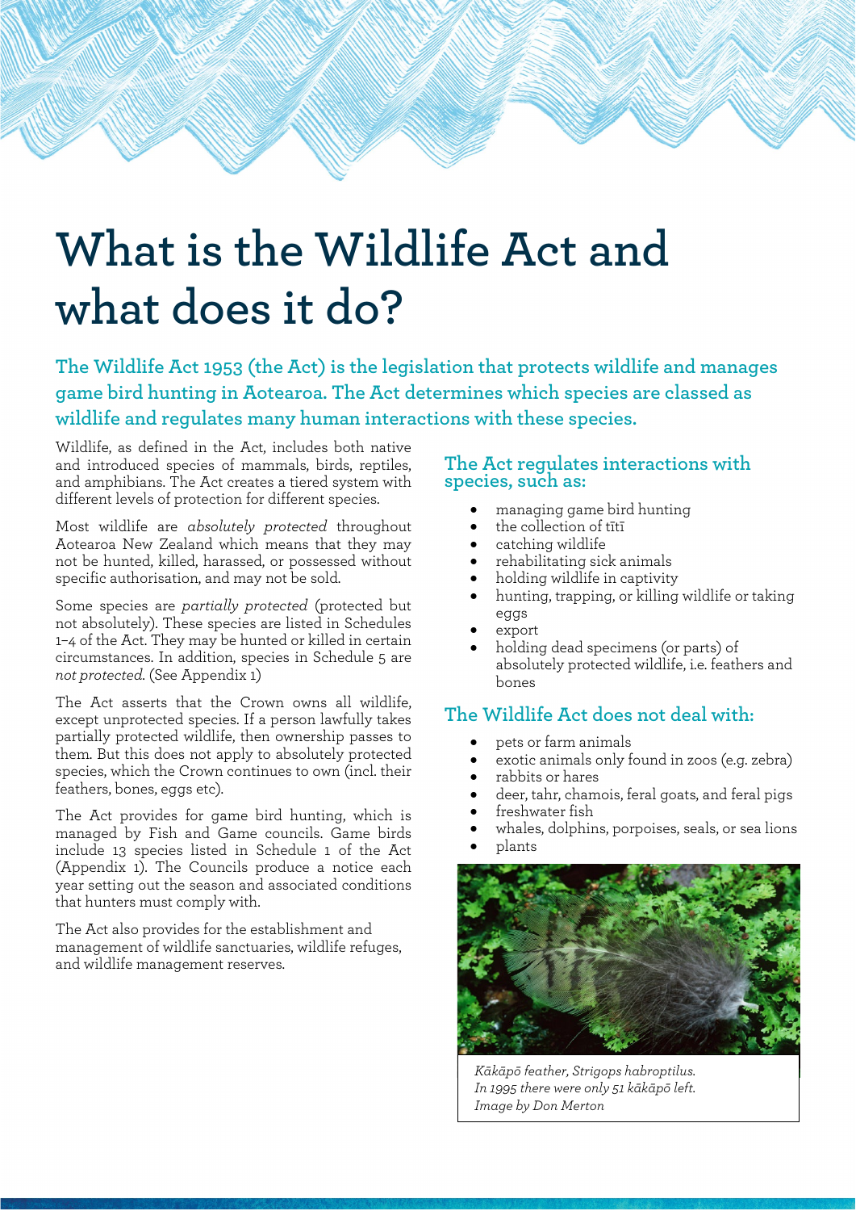# What is the Wildlife Act and what does it do?

**The Wildlife Act 1953 (the Act) is the legislation that protects wildlife and manages game bird hunting in Aotearoa. The Act determines which species are classed as wildlife and regulates many human interactions with these species.**

Wildlife, as defined in the Act, includes both native and introduced species of mammals, birds, reptiles, and amphibians. The Act creates a tiered system with different levels of protection for different species.

Most wildlife are *absolutely protected* throughout Aotearoa New Zealand which means that they may not be hunted, killed, harassed, or possessed without specific authorisation, and may not be sold.

Some species are *partially protected* (protected but not absolutely). These species are listed in Schedules 1–4 of the Act. They may be hunted or killed in certain circumstances. In addition, species in Schedule 5 are *not protected*. (See Appendix 1)

The Act asserts that the Crown owns all wildlife, except unprotected species. If a person lawfully takes partially protected wildlife, then ownership passes to them. But this does not apply to absolutely protected species, which the Crown continues to own (incl. their feathers, bones, eggs etc).

The Act provides for game bird hunting, which is managed by Fish and Game councils. Game birds include 13 species listed in Schedule 1 of the Act (Appendix 1). The Councils produce a notice each year setting out the season and associated conditions that hunters must comply with.

The Act also provides for the establishment and management of wildlife sanctuaries, wildlife refuges, and wildlife management reserves.

## The Act regulates interactions with species, such as:

- managing game bird hunting
- the collection of tītī
- catching wildlife
- rehabilitating sick animals
- holding wildlife in captivity
- hunting, trapping, or killing wildlife or taking eggs
- export
- holding dead specimens (or parts) of absolutely protected wildlife, i.e. feathers and bones

## The Wildlife Act does not deal with:

- pets or farm animals
- exotic animals only found in zoos (e.g. zebra)
- rabbits or hares
- deer, tahr, chamois, feral goats, and feral pigs
- freshwater fish
- whales, dolphins, porpoises, seals, or sea lions
- plants

*Kākāpō feather, Strigops habroptilus. In 1995 there were only 51 kākāpō left. Image by Don Merton*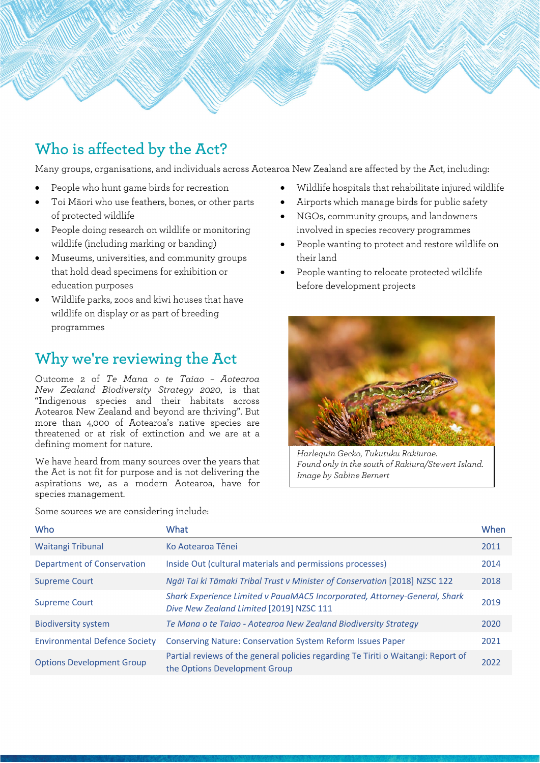## Who is affected by the Act?

Many groups, organisations, and individuals across Aotearoa New Zealand are affected by the Act, including:

- People who hunt game birds for recreation
- Toi Māori who use feathers, bones, or other parts of protected wildlife
- People doing research on wildlife or monitoring wildlife (including marking or banding)
- Museums, universities, and community groups that hold dead specimens for exhibition or education purposes
- Wildlife parks, zoos and kiwi houses that have wildlife on display or as part of breeding programmes
- Wildlife hospitals that rehabilitate injured wildlife
- Airports which manage birds for public safety
- NGOs, community groups, and landowners involved in species recovery programmes
- People wanting to protect and restore wildlife on their land
- People wanting to relocate protected wildlife before development projects

## Why we're reviewing the Act

Outcome 2 of *Te Mana o te Taiao – Aotearoa New Zealand Biodiversity Strategy 2020*, is that "Indigenous species and their habitats across Aotearoa New Zealand and beyond are thriving". But more than 4,000 of Aotearoa's native species are threatened or at risk of extinction and we are at a defining moment for nature.

We have heard from many sources over the years that the Act is not fit for purpose and is not delivering the aspirations we, as a modern Aotearoa, have for species management.

*Harlequin Gecko, Tukutuku Rakiurae.*
*Found only in the south of Rakiura/Stewert Island.*
*Image by Sabine Bernert*

Some sources we are considering include:

| Who | What | When |
|---|---|---|
| Waitangi Tribunal | Ko Aotearoa Tēnei | 2011 |
| Department of Conservation | Inside Out (cultural materials and permissions processes) | 2014 |
| Supreme Court | *Ngāi Tai ki Tāmaki Tribal Trust v Minister of Conservation* [2018] NZSC 122 | 2018 |
| Supreme Court | *Shark Experience Limited v PauaMAC5 Incorporated, Attorney-General, Shark Dive New Zealand Limited* [2019] NZSC 111 | 2019 |
| Biodiversity system | *Te Mana o te Taiao - Aotearoa New Zealand Biodiversity Strategy* | 2020 |
| Environmental Defence Society | Conserving Nature: Conservation System Reform Issues Paper | 2021 |
| Options Development Group | Partial reviews of the general policies regarding Te Tiriti o Waitangi: Report of the Options Development Group | 2022 |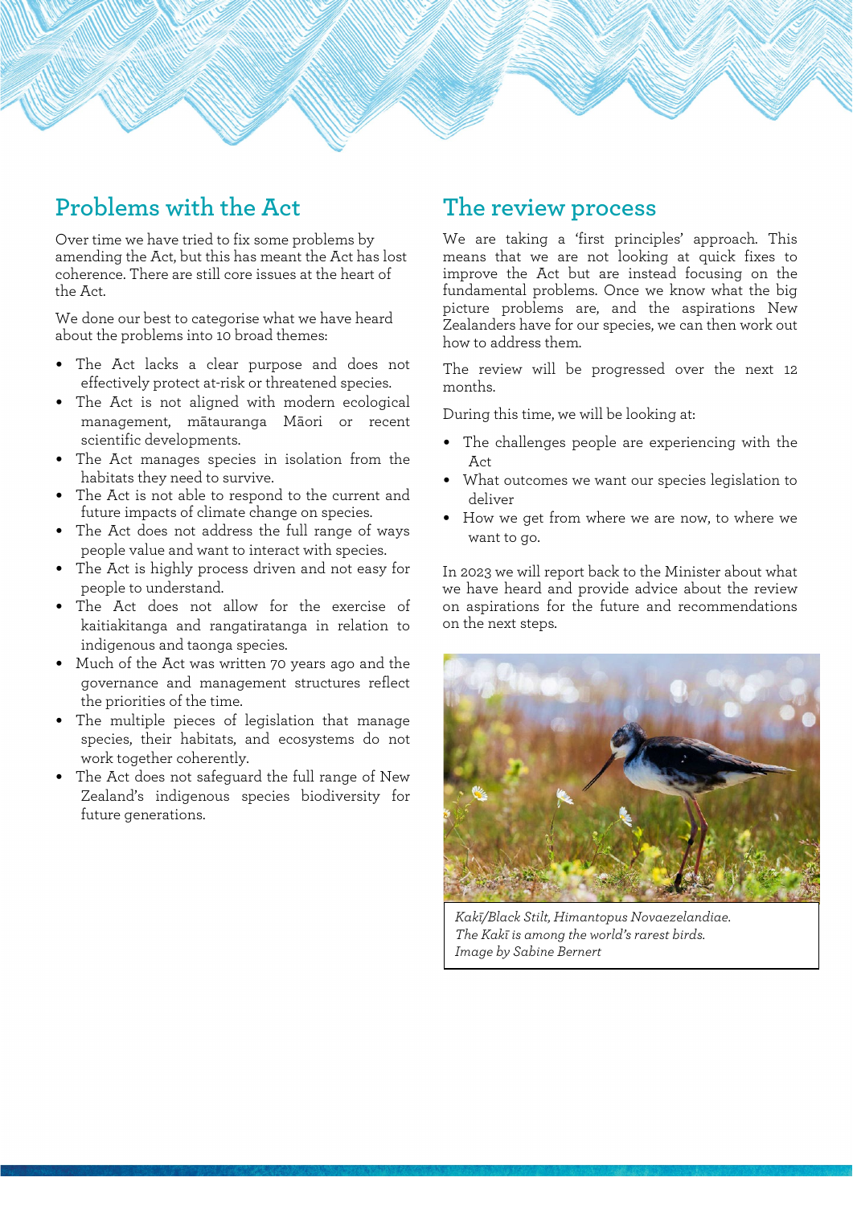## Problems with the Act

Over time we have tried to fix some problems by amending the Act, but this has meant the Act has lost coherence. There are still core issues at the heart of the Act.

We done our best to categorise what we have heard about the problems into 10 broad themes:

- The Act lacks a clear purpose and does not effectively protect at-risk or threatened species.
- The Act is not aligned with modern ecological management, mātauranga Māori or recent scientific developments.
- The Act manages species in isolation from the habitats they need to survive.
- The Act is not able to respond to the current and future impacts of climate change on species.
- The Act does not address the full range of ways people value and want to interact with species.
- The Act is highly process driven and not easy for people to understand.
- The Act does not allow for the exercise of kaitiakitanga and rangatiratanga in relation to indigenous and taonga species.
- Much of the Act was written 70 years ago and the governance and management structures reflect the priorities of the time.
- The multiple pieces of legislation that manage species, their habitats, and ecosystems do not work together coherently.
- The Act does not safeguard the full range of New Zealand's indigenous species biodiversity for future generations.

## The review process

We are taking a 'first principles' approach. This means that we are not looking at quick fixes to improve the Act but are instead focusing on the fundamental problems. Once we know what the big picture problems are, and the aspirations New Zealanders have for our species, we can then work out how to address them.

The review will be progressed over the next 12 months.

During this time, we will be looking at:

- The challenges people are experiencing with the Act
- What outcomes we want our species legislation to deliver
- How we get from where we are now, to where we want to go.

In 2023 we will report back to the Minister about what we have heard and provide advice about the review on aspirations for the future and recommendations on the next steps.

*Kakī/Black Stilt, Himantopus Novaezelandiae.*
*The Kakī is among the world's rarest birds.*
*Image by Sabine Bernert*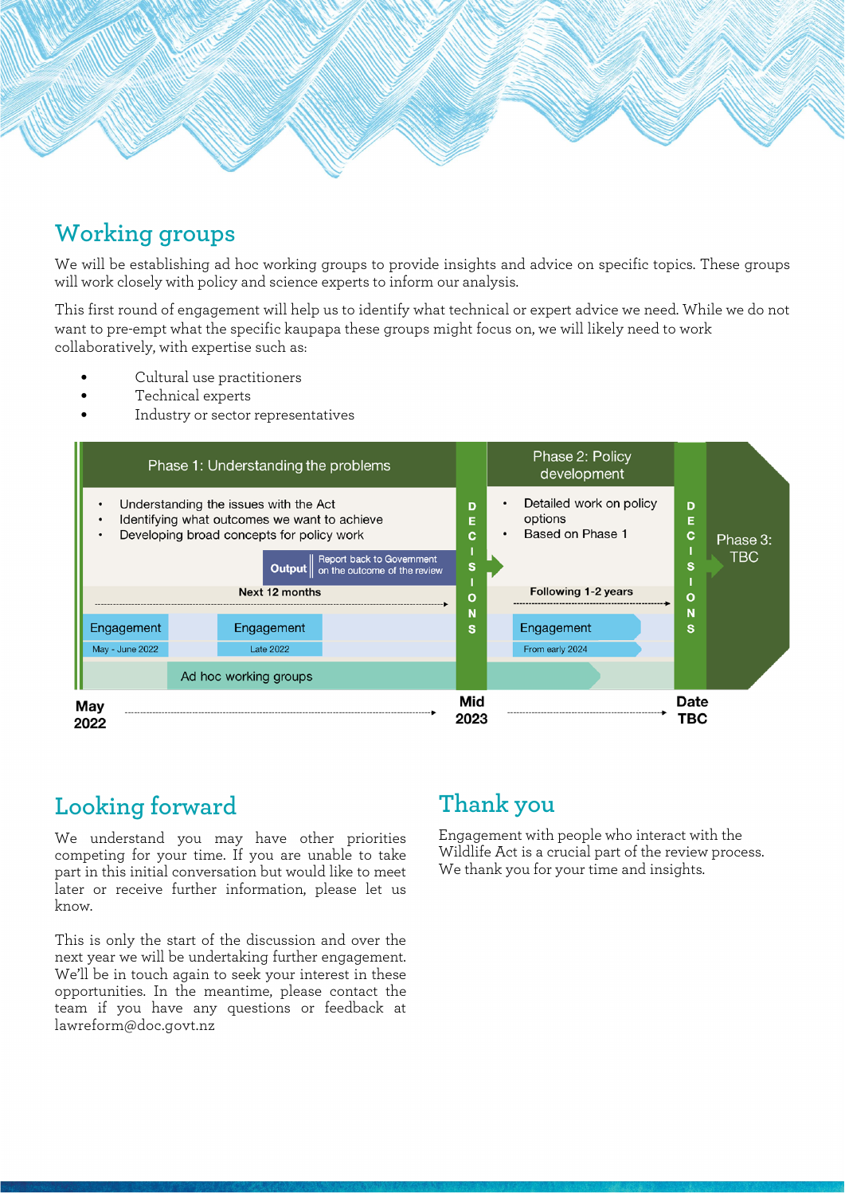## Working groups

We will be establishing ad hoc working groups to provide insights and advice on specific topics. These groups will work closely with policy and science experts to inform our analysis.

This first round of engagement will help us to identify what technical or expert advice we need. While we do not want to pre-empt what the specific kaupapa these groups might focus on, we will likely need to work collaboratively, with expertise such as:

- Cultural use practitioners
- Technical experts
- Industry or sector representatives

Phase 1: Understanding the problems

- Understanding the issues with the Act
- Identifying what outcomes we want to achieve
- Developing broad concepts for policy work

Output: Report back to Government on the outcome of the review

Next 12 months

Engagement — May - June 2022

Engagement — Late 2022

Ad hoc working groups

DECISIONS

Phase 2: Policy development

- Detailed work on policy options
- Based on Phase 1

Following 1-2 years

Engagement — From early 2024

DECISIONS

Phase 3: TBC

May 2022 → Mid 2023 → Date TBC

## Looking forward

We understand you may have other priorities competing for your time. If you are unable to take part in this initial conversation but would like to meet later or receive further information, please let us know.

This is only the start of the discussion and over the next year we will be undertaking further engagement. We'll be in touch again to seek your interest in these opportunities. In the meantime, please contact the team if you have any questions or feedback at lawreform@doc.govt.nz

## Thank you

Engagement with people who interact with the Wildlife Act is a crucial part of the review process. We thank you for your time and insights.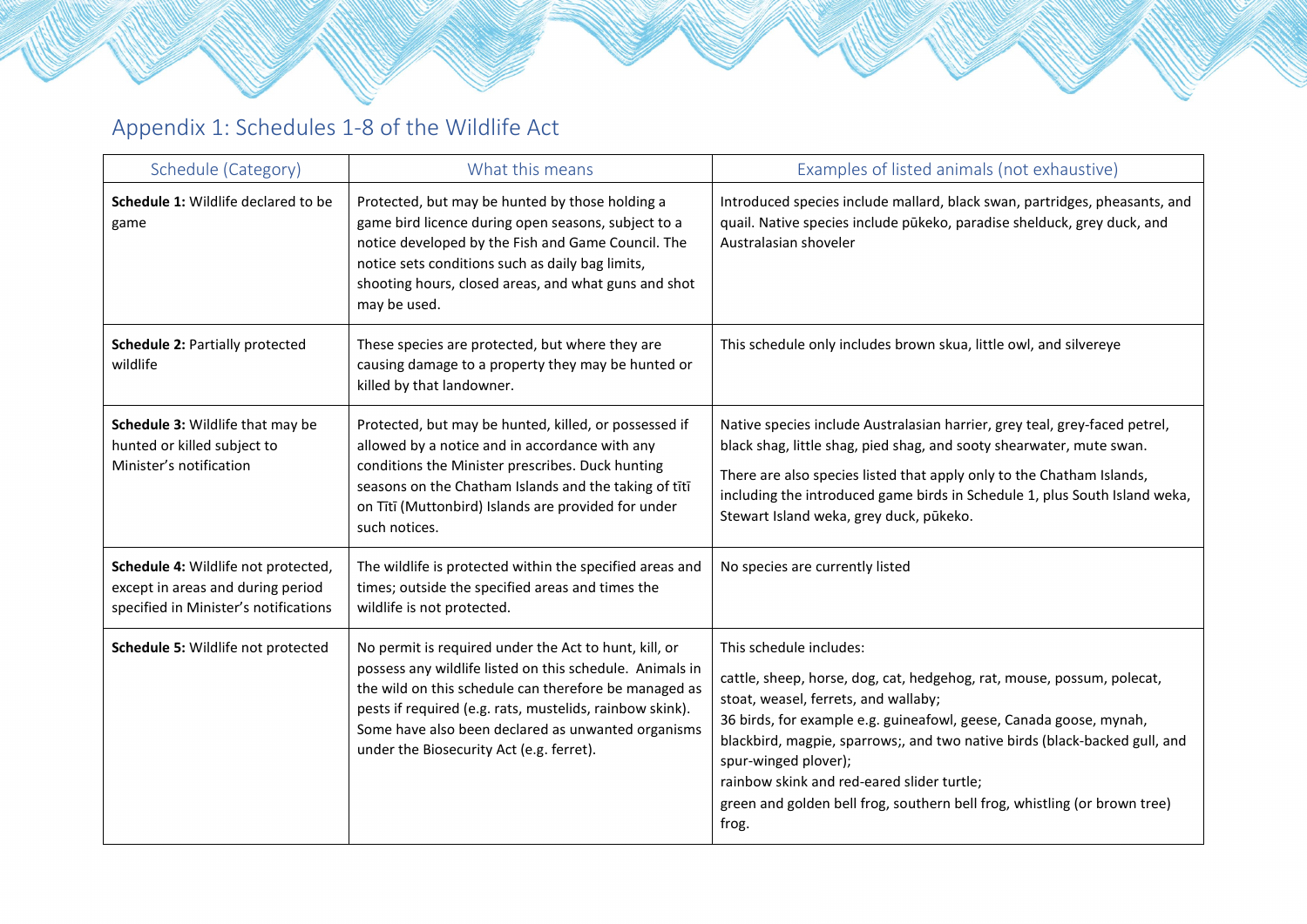## Appendix 1: Schedules 1-8 of the Wildlife Act

| Schedule (Category) | What this means | Examples of listed animals (not exhaustive) |
|---|---|---|
| **Schedule 1:** Wildlife declared to be game | Protected, but may be hunted by those holding a game bird licence during open seasons, subject to a notice developed by the Fish and Game Council. The notice sets conditions such as daily bag limits, shooting hours, closed areas, and what guns and shot may be used. | Introduced species include mallard, black swan, partridges, pheasants, and quail. Native species include pūkeko, paradise shelduck, grey duck, and Australasian shoveler |
| **Schedule 2:** Partially protected wildlife | These species are protected, but where they are causing damage to a property they may be hunted or killed by that landowner. | This schedule only includes brown skua, little owl, and silvereye |
| **Schedule 3:** Wildlife that may be hunted or killed subject to Minister's notification | Protected, but may be hunted, killed, or possessed if allowed by a notice and in accordance with any conditions the Minister prescribes. Duck hunting seasons on the Chatham Islands and the taking of tītī on Tītī (Muttonbird) Islands are provided for under such notices. | Native species include Australasian harrier, grey teal, grey-faced petrel, black shag, little shag, pied shag, and sooty shearwater, mute swan.<br>There are also species listed that apply only to the Chatham Islands, including the introduced game birds in Schedule 1, plus South Island weka, Stewart Island weka, grey duck, pūkeko. |
| **Schedule 4:** Wildlife not protected, except in areas and during period specified in Minister's notifications | The wildlife is protected within the specified areas and times; outside the specified areas and times the wildlife is not protected. | No species are currently listed |
| **Schedule 5:** Wildlife not protected | No permit is required under the Act to hunt, kill, or possess any wildlife listed on this schedule. Animals in the wild on this schedule can therefore be managed as pests if required (e.g. rats, mustelids, rainbow skink). Some have also been declared as unwanted organisms under the Biosecurity Act (e.g. ferret). | This schedule includes:<br>cattle, sheep, horse, dog, cat, hedgehog, rat, mouse, possum, polecat, stoat, weasel, ferrets, and wallaby;<br>36 birds, for example e.g. guineafowl, geese, Canada goose, mynah, blackbird, magpie, sparrows;, and two native birds (black-backed gull, and spur-winged plover);<br>rainbow skink and red-eared slider turtle;<br>green and golden bell frog, southern bell frog, whistling (or brown tree) frog. |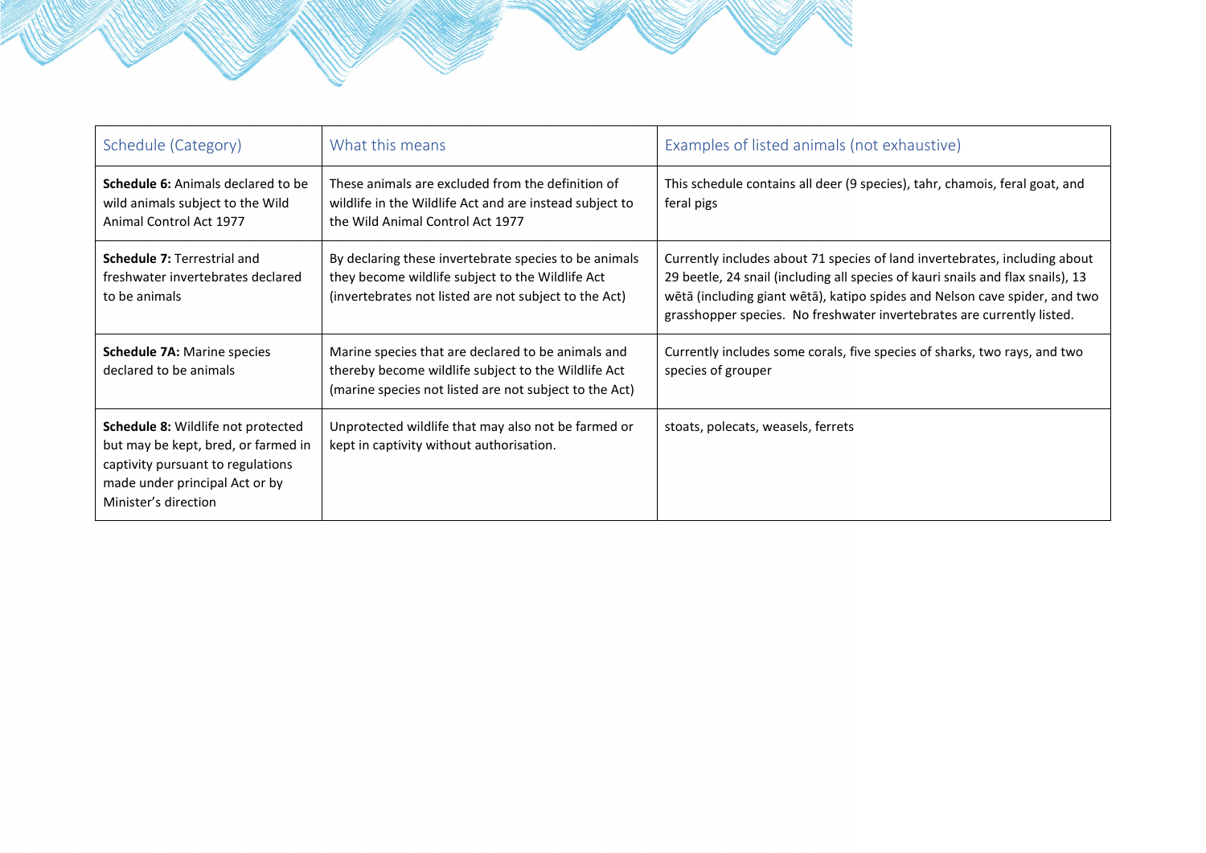| Schedule (Category) | What this means | Examples of listed animals (not exhaustive) |
|---|---|---|
| **Schedule 6:** Animals declared to be wild animals subject to the Wild Animal Control Act 1977 | These animals are excluded from the definition of wildlife in the Wildlife Act and are instead subject to the Wild Animal Control Act 1977 | This schedule contains all deer (9 species), tahr, chamois, feral goat, and feral pigs |
| **Schedule 7:** Terrestrial and freshwater invertebrates declared to be animals | By declaring these invertebrate species to be animals they become wildlife subject to the Wildlife Act (invertebrates not listed are not subject to the Act) | Currently includes about 71 species of land invertebrates, including about 29 beetle, 24 snail (including all species of kauri snails and flax snails), 13 wētā (including giant wētā), katipo spides and Nelson cave spider, and two grasshopper species. No freshwater invertebrates are currently listed. |
| **Schedule 7A:** Marine species declared to be animals | Marine species that are declared to be animals and thereby become wildlife subject to the Wildlife Act (marine species not listed are not subject to the Act) | Currently includes some corals, five species of sharks, two rays, and two species of grouper |
| **Schedule 8:** Wildlife not protected but may be kept, bred, or farmed in captivity pursuant to regulations made under principal Act or by Minister's direction | Unprotected wildlife that may also not be farmed or kept in captivity without authorisation. | stoats, polecats, weasels, ferrets |